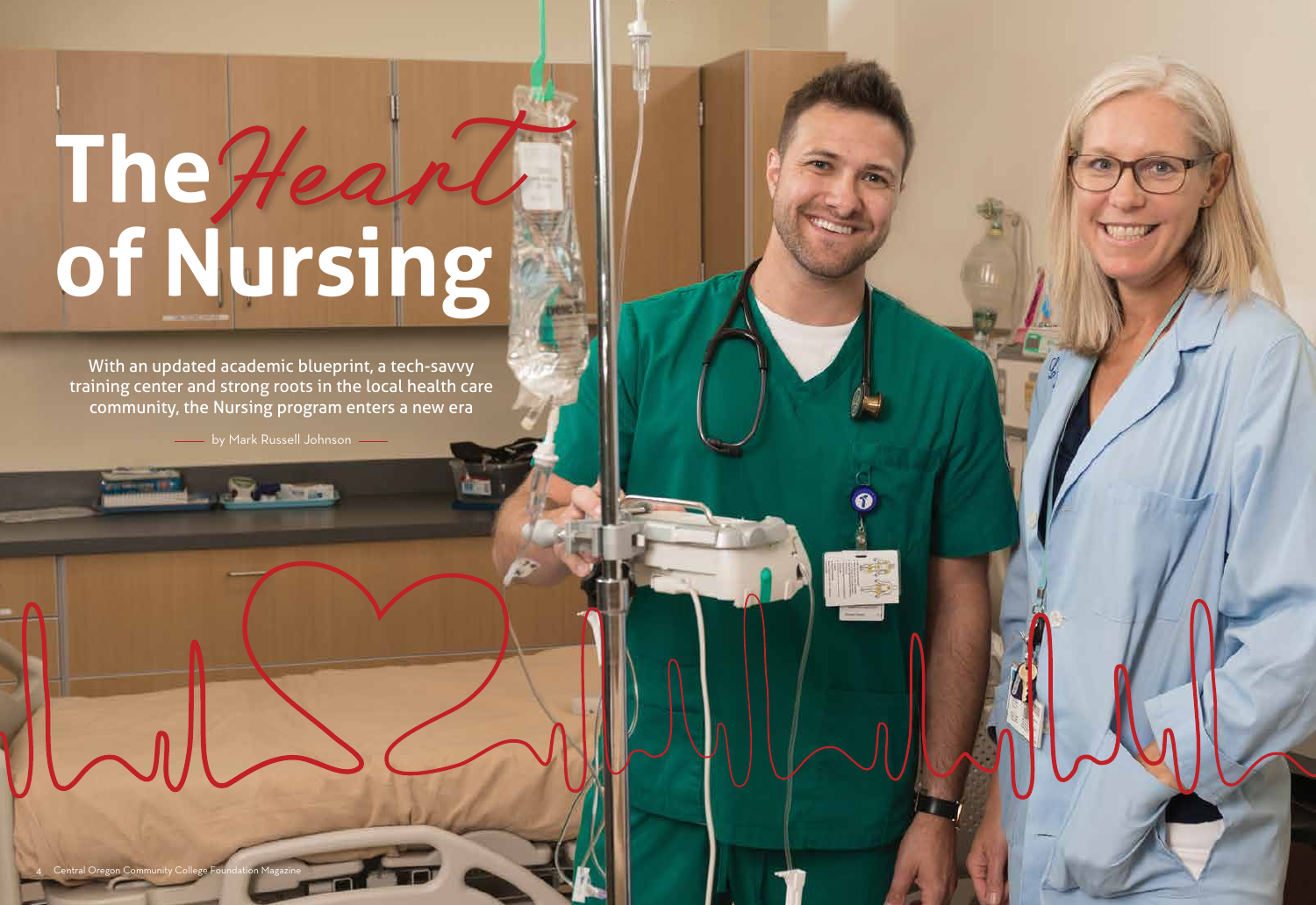# The Heart of Nursing

With an updated academic blueprint, a tech-savvy training center and strong roots in the local health care community, the Nursing program enters a new era

by Mark Russell Johnson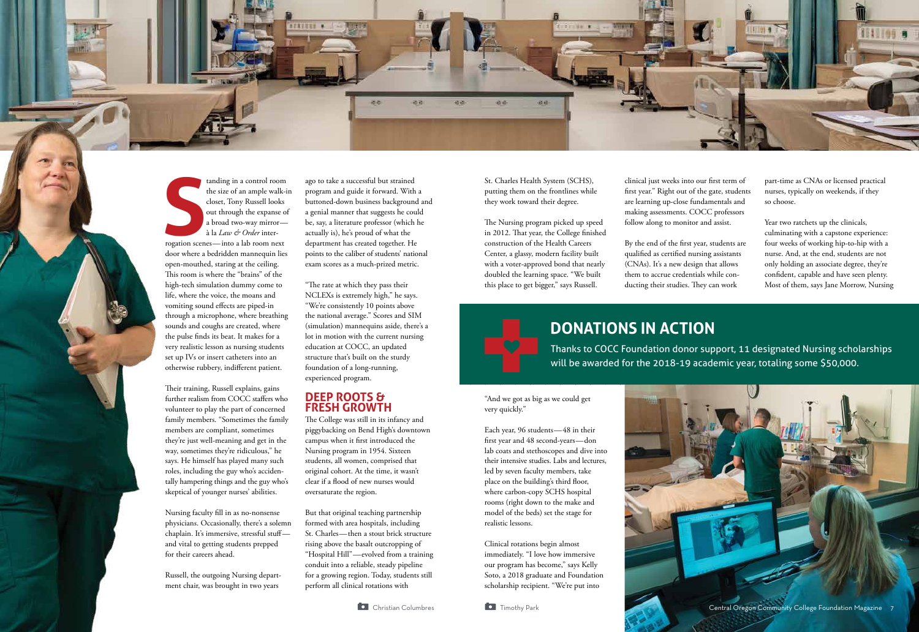Standing in a control room the size of an ample walk-in closet, Tony Russell looks out through the expanse of a broad two-way mirror—à la *Law & Order* interrogation scenes—into a lab room next door where a bedridden mannequin lies open-mouthed, staring at the ceiling. This room is where the "brains" of the high-tech simulation dummy come to life, where the voice, the moans and vomiting sound effects are piped-in through a microphone, where breathing sounds and coughs are created, where the pulse finds its beat. It makes for a very realistic lesson as nursing students set up IVs or insert catheters into an otherwise rubbery, indifferent patient.

Their training, Russell explains, gains further realism from COCC staffers who volunteer to play the part of concerned family members. "Sometimes the family members are compliant, sometimes they're just well-meaning and get in the way, sometimes they're ridiculous," he says. He himself has played many such roles, including the guy who's accidentally hampering things and the guy who's skeptical of younger nurses' abilities.

Nursing faculty fill in as no-nonsense physicians. Occasionally, there's a solemn chaplain. It's immersive, stressful stuff—and vital to getting students prepped for their careers ahead.

Russell, the outgoing Nursing department chair, was brought in two years ago to take a successful but strained program and guide it forward. With a buttoned-down business background and a genial manner that suggests he could be, say, a literature professor (which he actually is), he's proud of what the department has created together. He points to the caliber of students' national exam scores as a much-prized metric.

"The rate at which they pass their NCLEXs is extremely high," he says. "We're consistently 10 points above the national average." Scores and SIM (simulation) mannequins aside, there's a lot in motion with the current nursing education at COCC, an updated structure that's built on the sturdy foundation of a long-running, experienced program.

## DEEP ROOTS & FRESH GROWTH

The College was still in its infancy and piggybacking on Bend High's downtown campus when it first introduced the Nursing program in 1954. Sixteen students, all women, comprised that original cohort. At the time, it wasn't clear if a flood of new nurses would oversaturate the region.

But that original teaching partnership formed with area hospitals, including St. Charles—then a stout brick structure rising above the basalt outcropping of "Hospital Hill"—evolved from a training conduit into a reliable, steady pipeline for a growing region. Today, students still perform all clinical rotations with St. Charles Health System (SCHS), putting them on the frontlines while they work toward their degree.

The Nursing program picked up speed in 2012. That year, the College finished construction of the Health Careers Center, a glassy, modern facility built with a voter-approved bond that nearly doubled the learning space. "We built this place to get bigger," says Russell. "And we got as big as we could get very quickly."

Each year, 96 students—48 in their first year and 48 second-years—don lab coats and stethoscopes and dive into their intensive studies. Labs and lectures, led by seven faculty members, take place on the building's third floor, where carbon-copy SCHS hospital rooms (right down to the make and model of the beds) set the stage for realistic lessons.

Clinical rotations begin almost immediately. "I love how immersive our program has become," says Kelly Soto, a 2018 graduate and Foundation scholarship recipient. "We're put into clinical just weeks into our first term of first year." Right out of the gate, students are learning up-close fundamentals and making assessments. COCC professors follow along to monitor and assist.

By the end of the first year, students are qualified as certified nursing assistants (CNAs). It's a new design that allows them to accrue credentials while conducting their studies. They can work part-time as CNAs or licensed practical nurses, typically on weekends, if they so choose.

Year two ratchets up the clinicals, culminating with a capstone experience: four weeks of working hip-to-hip with a nurse. And, at the end, students are not only holding an associate degree, they're confident, capable and have seen plenty. Most of them, says Jane Morrow, Nursing

## DONATIONS IN ACTION

Thanks to COCC Foundation donor support, 11 designated Nursing scholarships will be awarded for the 2018-19 academic year, totaling some $50,000.

Christian Columbres

Timothy Park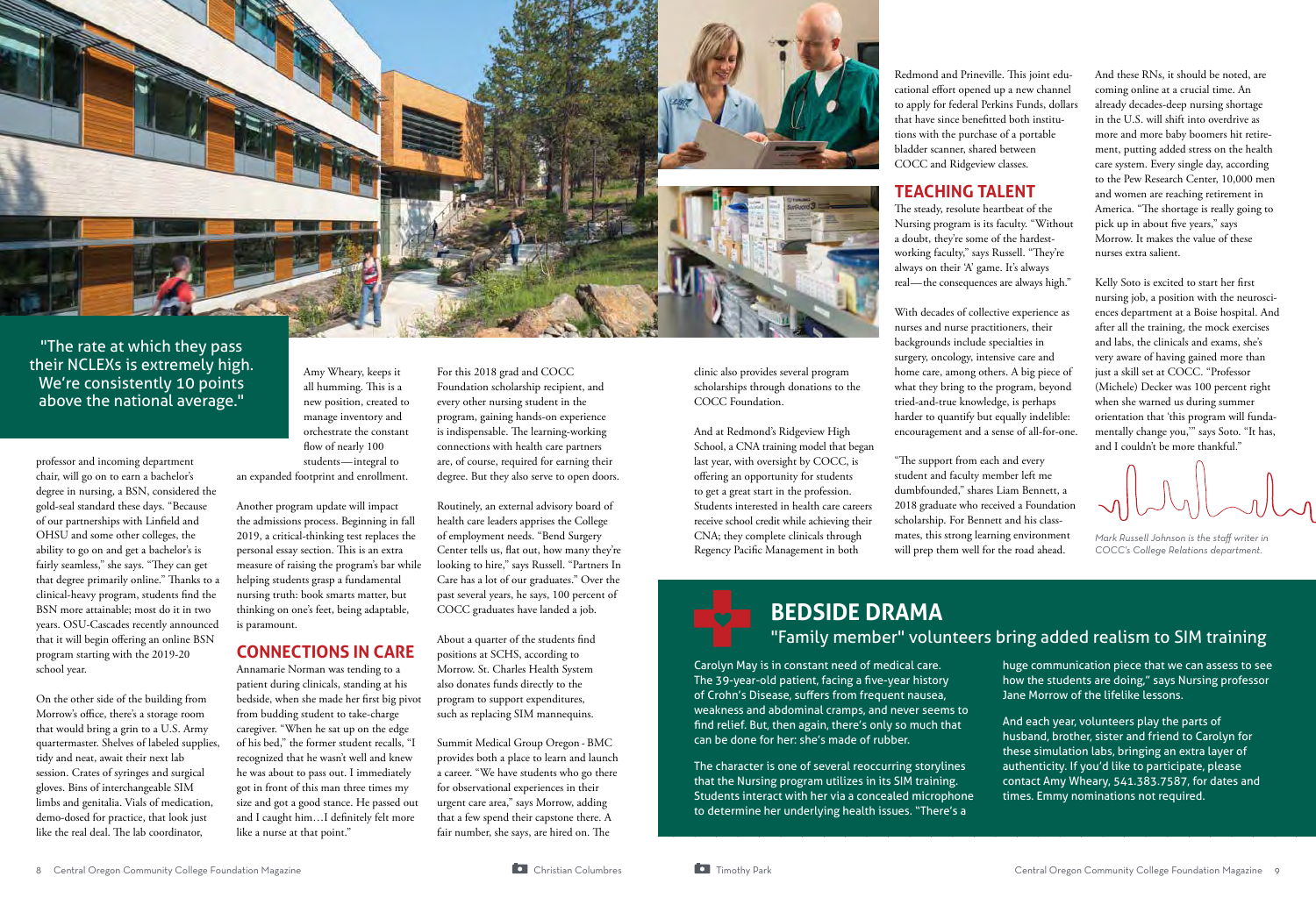"The rate at which they pass their NCLEXs is extremely high. We're consistently 10 points above the national average."

professor and incoming department chair, will go on to earn a bachelor's degree in nursing, a BSN, considered the gold-seal standard these days. "Because of our partnerships with Linfield and OHSU and some other colleges, the ability to go on and get a bachelor's is fairly seamless," she says. "They can get that degree primarily online." Thanks to a clinical-heavy program, students find the BSN more attainable; most do it in two years. OSU-Cascades recently announced that it will begin offering an online BSN program starting with the 2019-20 school year.

On the other side of the building from Morrow's office, there's a storage room that would bring a grin to a U.S. Army quartermaster. Shelves of labeled supplies, tidy and neat, await their next lab session. Crates of syringes and surgical gloves. Bins of interchangeable SIM limbs and genitalia. Vials of medication, demo-dosed for practice, that look just like the real deal. The lab coordinator, Amy Wheary, keeps it all humming. This is a new position, created to manage inventory and orchestrate the constant flow of nearly 100 students—integral to an expanded footprint and enrollment.

Another program update will impact the admissions process. Beginning in fall 2019, a critical-thinking test replaces the personal essay section. This is an extra measure of raising the program's bar while helping students grasp a fundamental nursing truth: book smarts matter, but thinking on one's feet, being adaptable, is paramount.

## CONNECTIONS IN CARE

Annamarie Norman was tending to a patient during clinicals, standing at his bedside, when she made her first big pivot from budding student to take-charge caregiver. "When he sat up on the edge of his bed," the former student recalls, "I recognized that he wasn't well and knew he was about to pass out. I immediately got in front of this man three times my size and got a good stance. He passed out and I caught him…I definitely felt more like a nurse at that point."

For this 2018 grad and COCC Foundation scholarship recipient, and every other nursing student in the program, gaining hands-on experience is indispensable. The learning-working connections with health care partners are, of course, required for earning their degree. But they also serve to open doors.

Routinely, an external advisory board of health care leaders apprises the College of employment needs. "Bend Surgery Center tells us, flat out, how many they're looking to hire," says Russell. "Partners In Care has a lot of our graduates." Over the past several years, he says, 100 percent of COCC graduates have landed a job.

About a quarter of the students find positions at SCHS, according to Morrow. St. Charles Health System also donates funds directly to the program to support expenditures, such as replacing SIM mannequins.

Summit Medical Group Oregon - BMC provides both a place to learn and launch a career. "We have students who go there for observational experiences in their urgent care area," says Morrow, adding that a few spend their capstone there. A fair number, she says, are hired on. The clinic also provides several program scholarships through donations to the COCC Foundation.

And at Redmond's Ridgeview High School, a CNA training model that began last year, with oversight by COCC, is offering an opportunity for students to get a great start in the profession. Students interested in health care careers receive school credit while achieving their CNA; they complete clinicals through Regency Pacific Management in both Redmond and Prineville. This joint educational effort opened up a new channel to apply for federal Perkins Funds, dollars that have since benefitted both institutions with the purchase of a portable bladder scanner, shared between COCC and Ridgeview classes.

## TEACHING TALENT

The steady, resolute heartbeat of the Nursing program is its faculty. "Without a doubt, they're some of the hardest-working faculty," says Russell. "They're always on their 'A' game. It's always real—the consequences are always high."

With decades of collective experience as nurses and nurse practitioners, their backgrounds include specialties in surgery, oncology, intensive care and home care, among others. A big piece of what they bring to the program, beyond tried-and-true knowledge, is perhaps harder to quantify but equally indelible: encouragement and a sense of all-for-one.

"The support from each and every student and faculty member left me dumbfounded," shares Liam Bennett, a 2018 graduate who received a Foundation scholarship. For Bennett and his classmates, this strong learning environment will prep them well for the road ahead.

And these RNs, it should be noted, are coming online at a crucial time. An already decades-deep nursing shortage in the U.S. will shift into overdrive as more and more baby boomers hit retirement, putting added stress on the health care system. Every single day, according to the Pew Research Center, 10,000 men and women are reaching retirement in America. "The shortage is really going to pick up in about five years," says Morrow. It makes the value of these nurses extra salient.

Kelly Soto is excited to start her first nursing job, a position with the neurosciences department at a Boise hospital. And after all the training, the mock exercises and labs, the clinicals and exams, she's very aware of having gained more than just a skill set at COCC. "Professor (Michele) Decker was 100 percent right when she warned us during summer orientation that 'this program will fundamentally change you,'" says Soto. "It has, and I couldn't be more thankful."

*Mark Russell Johnson is the staff writer in COCC's College Relations department.*

## BEDSIDE DRAMA

### "Family member" volunteers bring added realism to SIM training

Carolyn May is in constant need of medical care. The 39-year-old patient, facing a five-year history of Crohn's Disease, suffers from frequent nausea, weakness and abdominal cramps, and never seems to find relief. But, then again, there's only so much that can be done for her: she's made of rubber.

The character is one of several reoccurring storylines that the Nursing program utilizes in its SIM training. Students interact with her via a concealed microphone to determine her underlying health issues. "There's a huge communication piece that we can assess to see how the students are doing," says Nursing professor Jane Morrow of the lifelike lessons.

And each year, volunteers play the parts of husband, brother, sister and friend to Carolyn for these simulation labs, bringing an extra layer of authenticity. If you'd like to participate, please contact Amy Wheary, 541.383.7587, for dates and times. Emmy nominations not required.

Christian Columbres

Timothy Park